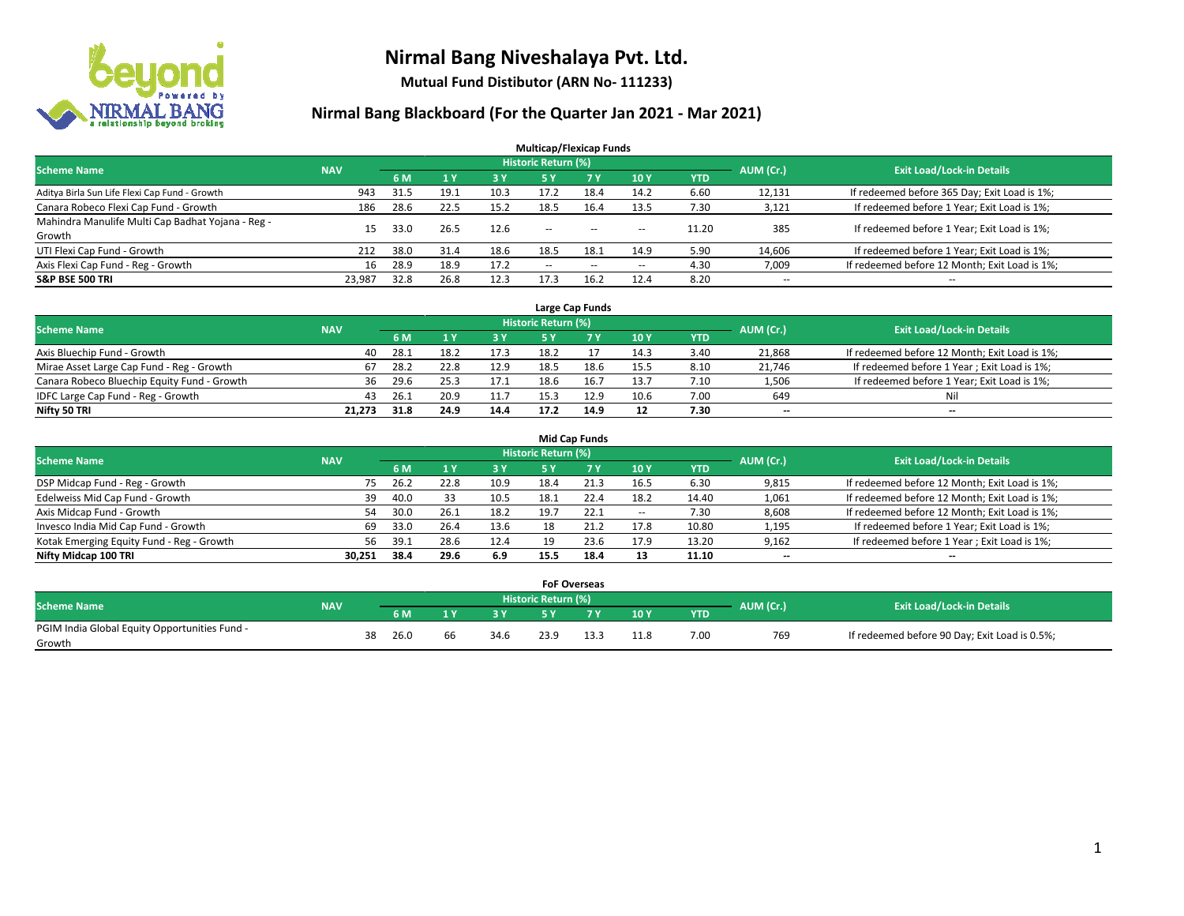# Nirmal Bang Niveshalaya Pvt. Ltd.

**Mutual Fund Distibutor (ARN No- 111233)**

## Nirmal Bang Blackboard (For the Quarter Jan 2021 - Mar 2021)

### Multicap/Flexicap Funds

| Scheme Name | NAV | Historic Return (%) | | | | | | | AUM (Cr.) | Exit Load/Lock-in Details |
|---|---|---|---|---|---|---|---|---|---|---|
| | | 6 M | 1 Y | 3 Y | 5 Y | 7 Y | 10 Y | YTD | | |
| Aditya Birla Sun Life Flexi Cap Fund - Growth | 943 | 31.5 | 19.1 | 10.3 | 17.2 | 18.4 | 14.2 | 6.60 | 12,131 | If redeemed before 365 Day; Exit Load is 1%; |
| Canara Robeco Flexi Cap Fund - Growth | 186 | 28.6 | 22.5 | 15.2 | 18.5 | 16.4 | 13.5 | 7.30 | 3,121 | If redeemed before 1 Year; Exit Load is 1%; |
| Mahindra Manulife Multi Cap Badhat Yojana - Reg - Growth | 15 | 33.0 | 26.5 | 12.6 | -- | -- | -- | 11.20 | 385 | If redeemed before 1 Year; Exit Load is 1%; |
| UTI Flexi Cap Fund - Growth | 212 | 38.0 | 31.4 | 18.6 | 18.5 | 18.1 | 14.9 | 5.90 | 14,606 | If redeemed before 1 Year; Exit Load is 1%; |
| Axis Flexi Cap Fund - Reg - Growth | 16 | 28.9 | 18.9 | 17.2 | -- | -- | -- | 4.30 | 7,009 | If redeemed before 12 Month; Exit Load is 1%; |
| **S&P BSE 500 TRI** | **23,987** | **32.8** | **26.8** | **12.3** | **17.3** | **16.2** | **12.4** | **8.20** | -- | -- |

### Large Cap Funds

| Scheme Name | NAV | Historic Return (%) | | | | | | | AUM (Cr.) | Exit Load/Lock-in Details |
|---|---|---|---|---|---|---|---|---|---|---|
| | | 6 M | 1 Y | 3 Y | 5 Y | 7 Y | 10 Y | YTD | | |
| Axis Bluechip Fund - Growth | 40 | 28.1 | 18.2 | 17.3 | 18.2 | 17 | 14.3 | 3.40 | 21,868 | If redeemed before 12 Month; Exit Load is 1%; |
| Mirae Asset Large Cap Fund - Reg - Growth | 67 | 28.2 | 22.8 | 12.9 | 18.5 | 18.6 | 15.5 | 8.10 | 21,746 | If redeemed before 1 Year ; Exit Load is 1%; |
| Canara Robeco Bluechip Equity Fund - Growth | 36 | 29.6 | 25.3 | 17.1 | 18.6 | 16.7 | 13.7 | 7.10 | 1,506 | If redeemed before 1 Year; Exit Load is 1%; |
| IDFC Large Cap Fund - Reg - Growth | 43 | 26.1 | 20.9 | 11.7 | 15.3 | 12.9 | 10.6 | 7.00 | 649 | Nil |
| **Nifty 50 TRI** | **21,273** | **31.8** | **24.9** | **14.4** | **17.2** | **14.9** | **12** | **7.30** | **--** | **--** |

### Mid Cap Funds

| Scheme Name | NAV | Historic Return (%) | | | | | | | AUM (Cr.) | Exit Load/Lock-in Details |
|---|---|---|---|---|---|---|---|---|---|---|
| | | 6 M | 1 Y | 3 Y | 5 Y | 7 Y | 10 Y | YTD | | |
| DSP Midcap Fund - Reg - Growth | 75 | 26.2 | 22.8 | 10.9 | 18.4 | 21.3 | 16.5 | 6.30 | 9,815 | If redeemed before 12 Month; Exit Load is 1%; |
| Edelweiss Mid Cap Fund - Growth | 39 | 40.0 | 33 | 10.5 | 18.1 | 22.4 | 18.2 | 14.40 | 1,061 | If redeemed before 12 Month; Exit Load is 1%; |
| Axis Midcap Fund - Growth | 54 | 30.0 | 26.1 | 18.2 | 19.7 | 22.1 | -- | 7.30 | 8,608 | If redeemed before 12 Month; Exit Load is 1%; |
| Invesco India Mid Cap Fund - Growth | 69 | 33.0 | 26.4 | 13.6 | 18 | 21.2 | 17.8 | 10.80 | 1,195 | If redeemed before 1 Year; Exit Load is 1%; |
| Kotak Emerging Equity Fund - Reg - Growth | 56 | 39.1 | 28.6 | 12.4 | 19 | 23.6 | 17.9 | 13.20 | 9,162 | If redeemed before 1 Year ; Exit Load is 1%; |
| **Nifty Midcap 100 TRI** | **30,251** | **38.4** | **29.6** | **6.9** | **15.5** | **18.4** | **13** | **11.10** | **--** | **--** |

### FoF Overseas

| Scheme Name | NAV | Historic Return (%) | | | | | | | AUM (Cr.) | Exit Load/Lock-in Details |
|---|---|---|---|---|---|---|---|---|---|---|
| | | 6 M | 1 Y | 3 Y | 5 Y | 7 Y | 10 Y | YTD | | |
| PGIM India Global Equity Opportunities Fund - Growth | 38 | 26.0 | 66 | 34.6 | 23.9 | 13.3 | 11.8 | 7.00 | 769 | If redeemed before 90 Day; Exit Load is 0.5%; |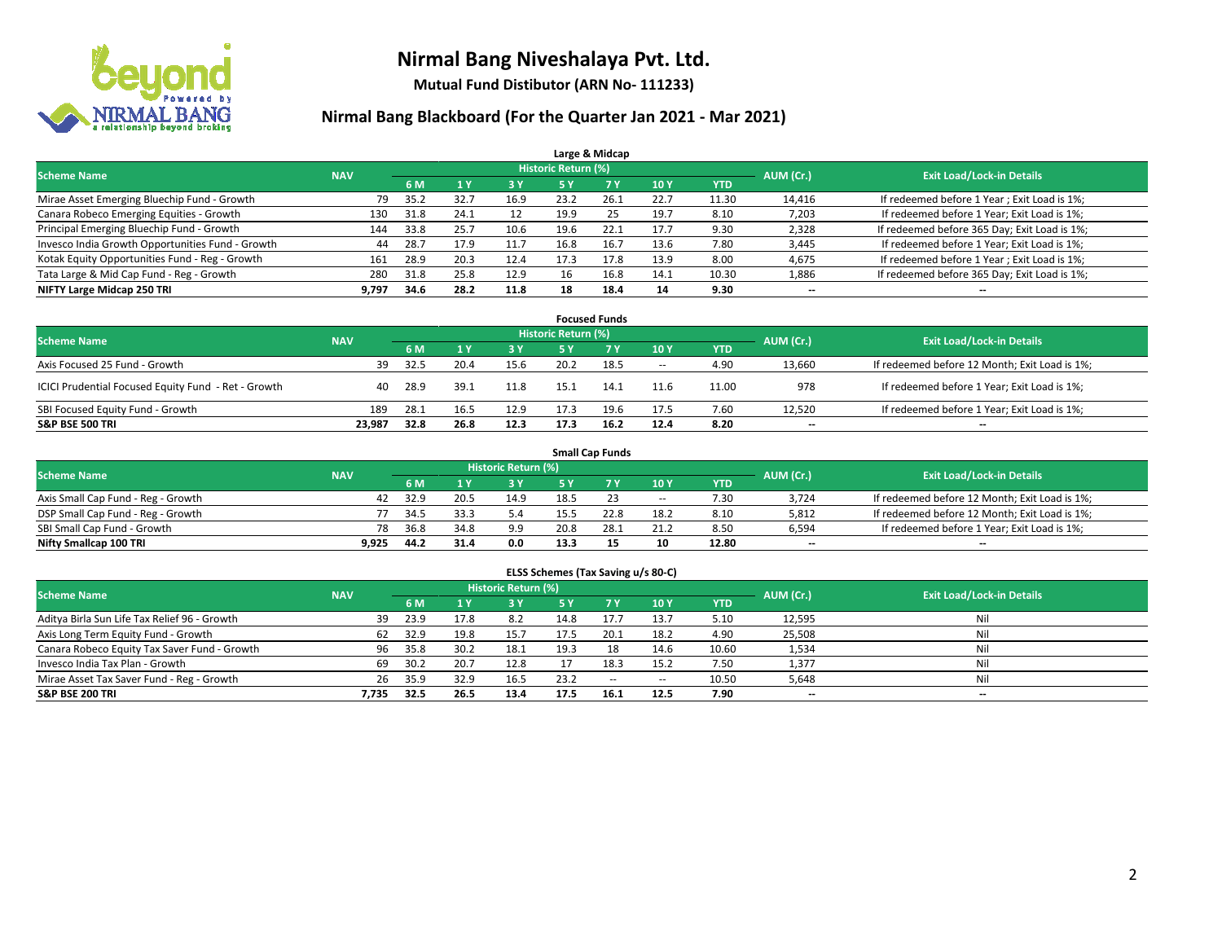# Nirmal Bang Niveshalaya Pvt. Ltd.

**Mutual Fund Distibutor (ARN No- 111233)**

## Nirmal Bang Blackboard (For the Quarter Jan 2021 - Mar 2021)

### Large & Midcap

| Scheme Name | NAV | Historic Return (%) | | | | | | | AUM (Cr.) | Exit Load/Lock-in Details |
|---|---|---|---|---|---|---|---|---|---|---|
| | | 6 M | 1 Y | 3 Y | 5 Y | 7 Y | 10 Y | YTD | | |
| Mirae Asset Emerging Bluechip Fund - Growth | 79 | 35.2 | 32.7 | 16.9 | 23.2 | 26.1 | 22.7 | 11.30 | 14,416 | If redeemed before 1 Year ; Exit Load is 1%; |
| Canara Robeco Emerging Equities - Growth | 130 | 31.8 | 24.1 | 12 | 19.9 | 25 | 19.7 | 8.10 | 7,203 | If redeemed before 1 Year; Exit Load is 1%; |
| Principal Emerging Bluechip Fund - Growth | 144 | 33.8 | 25.7 | 10.6 | 19.6 | 22.1 | 17.7 | 9.30 | 2,328 | If redeemed before 365 Day; Exit Load is 1%; |
| Invesco India Growth Opportunities Fund - Growth | 44 | 28.7 | 17.9 | 11.7 | 16.8 | 16.7 | 13.6 | 7.80 | 3,445 | If redeemed before 1 Year; Exit Load is 1%; |
| Kotak Equity Opportunities Fund - Reg - Growth | 161 | 28.9 | 20.3 | 12.4 | 17.3 | 17.8 | 13.9 | 8.00 | 4,675 | If redeemed before 1 Year ; Exit Load is 1%; |
| Tata Large & Mid Cap Fund - Reg - Growth | 280 | 31.8 | 25.8 | 12.9 | 16 | 16.8 | 14.1 | 10.30 | 1,886 | If redeemed before 365 Day; Exit Load is 1%; |
| **NIFTY Large Midcap 250 TRI** | **9,797** | **34.6** | **28.2** | **11.8** | **18** | **18.4** | **14** | **9.30** | **--** | **--** |

### Focused Funds

| Scheme Name | NAV | Historic Return (%) | | | | | | | AUM (Cr.) | Exit Load/Lock-in Details |
|---|---|---|---|---|---|---|---|---|---|---|
| | | 6 M | 1 Y | 3 Y | 5 Y | 7 Y | 10 Y | YTD | | |
| Axis Focused 25 Fund - Growth | 39 | 32.5 | 20.4 | 15.6 | 20.2 | 18.5 | -- | 4.90 | 13,660 | If redeemed before 12 Month; Exit Load is 1%; |
| ICICI Prudential Focused Equity Fund - Ret - Growth | 40 | 28.9 | 39.1 | 11.8 | 15.1 | 14.1 | 11.6 | 11.00 | 978 | If redeemed before 1 Year; Exit Load is 1%; |
| SBI Focused Equity Fund - Growth | 189 | 28.1 | 16.5 | 12.9 | 17.3 | 19.6 | 17.5 | 7.60 | 12,520 | If redeemed before 1 Year; Exit Load is 1%; |
| **S&P BSE 500 TRI** | **23,987** | **32.8** | **26.8** | **12.3** | **17.3** | **16.2** | **12.4** | **8.20** | **--** | **--** |

### Small Cap Funds

| Scheme Name | NAV | Historic Return (%) | | | | | | | AUM (Cr.) | Exit Load/Lock-in Details |
|---|---|---|---|---|---|---|---|---|---|---|
| | | 6 M | 1 Y | 3 Y | 5 Y | 7 Y | 10 Y | YTD | | |
| Axis Small Cap Fund - Reg - Growth | 42 | 32.9 | 20.5 | 14.9 | 18.5 | 23 | -- | 7.30 | 3,724 | If redeemed before 12 Month; Exit Load is 1%; |
| DSP Small Cap Fund - Reg - Growth | 77 | 34.5 | 33.3 | 5.4 | 15.5 | 22.8 | 18.2 | 8.10 | 5,812 | If redeemed before 12 Month; Exit Load is 1%; |
| SBI Small Cap Fund - Growth | 78 | 36.8 | 34.8 | 9.9 | 20.8 | 28.1 | 21.2 | 8.50 | 6,594 | If redeemed before 1 Year; Exit Load is 1%; |
| **Nifty Smallcap 100 TRI** | **9,925** | **44.2** | **31.4** | **0.0** | **13.3** | **15** | **10** | **12.80** | **--** | **--** |

### ELSS Schemes (Tax Saving u/s 80-C)

| Scheme Name | NAV | Historic Return (%) | | | | | | | AUM (Cr.) | Exit Load/Lock-in Details |
|---|---|---|---|---|---|---|---|---|---|---|
| | | 6 M | 1 Y | 3 Y | 5 Y | 7 Y | 10 Y | YTD | | |
| Aditya Birla Sun Life Tax Relief 96 - Growth | 39 | 23.9 | 17.8 | 8.2 | 14.8 | 17.7 | 13.7 | 5.10 | 12,595 | Nil |
| Axis Long Term Equity Fund - Growth | 62 | 32.9 | 19.8 | 15.7 | 17.5 | 20.1 | 18.2 | 4.90 | 25,508 | Nil |
| Canara Robeco Equity Tax Saver Fund - Growth | 96 | 35.8 | 30.2 | 18.1 | 19.3 | 18 | 14.6 | 10.60 | 1,534 | Nil |
| Invesco India Tax Plan - Growth | 69 | 30.2 | 20.7 | 12.8 | 17 | 18.3 | 15.2 | 7.50 | 1,377 | Nil |
| Mirae Asset Tax Saver Fund - Reg - Growth | 26 | 35.9 | 32.9 | 16.5 | 23.2 | -- | -- | 10.50 | 5,648 | Nil |
| **S&P BSE 200 TRI** | **7,735** | **32.5** | **26.5** | **13.4** | **17.5** | **16.1** | **12.5** | **7.90** | **--** | **--** |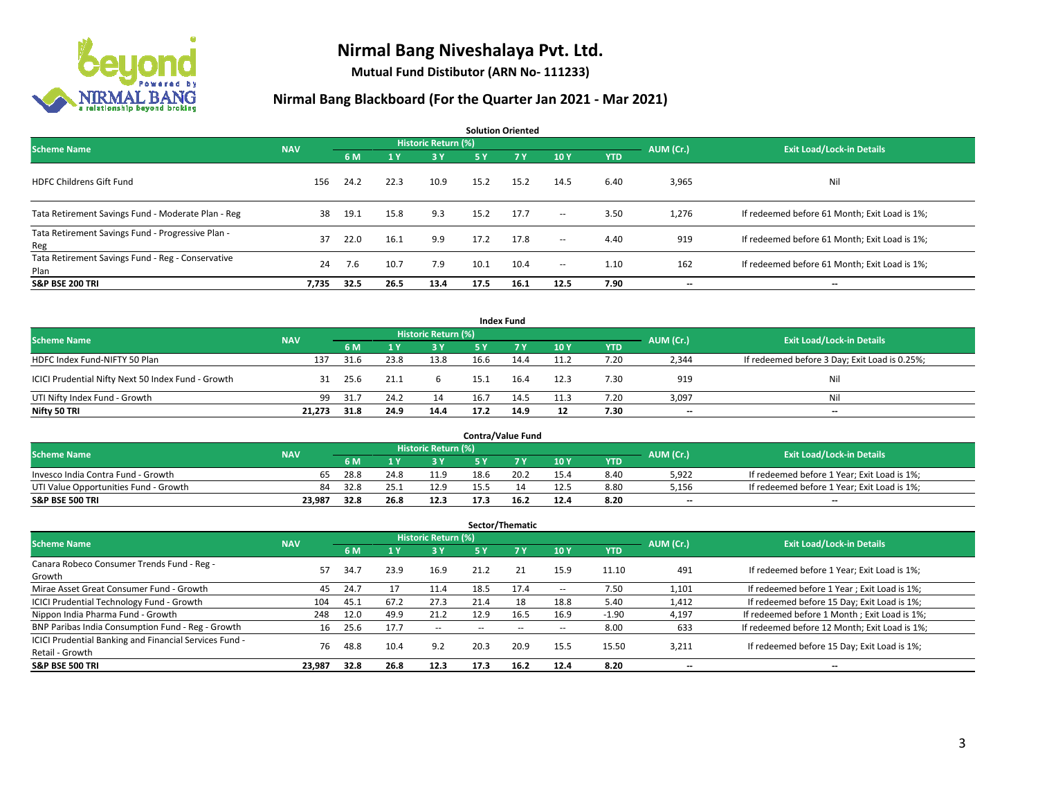# Nirmal Bang Niveshalaya Pvt. Ltd.

**Mutual Fund Distibutor (ARN No- 111233)**

## Nirmal Bang Blackboard (For the Quarter Jan 2021 - Mar 2021)

### Solution Oriented

| Scheme Name | NAV | Historic Return (%) | | | | | | YTD | AUM (Cr.) | Exit Load/Lock-in Details |
|---|---|---|---|---|---|---|---|---|---|---|
| | | 6 M | 1 Y | 3 Y | 5 Y | 7 Y | 10 Y | | | |
| HDFC Childrens Gift Fund | 156 | 24.2 | 22.3 | 10.9 | 15.2 | 15.2 | 14.5 | 6.40 | 3,965 | Nil |
| Tata Retirement Savings Fund - Moderate Plan - Reg | 38 | 19.1 | 15.8 | 9.3 | 15.2 | 17.7 | -- | 3.50 | 1,276 | If redeemed before 61 Month; Exit Load is 1%; |
| Tata Retirement Savings Fund - Progressive Plan - Reg | 37 | 22.0 | 16.1 | 9.9 | 17.2 | 17.8 | -- | 4.40 | 919 | If redeemed before 61 Month; Exit Load is 1%; |
| Tata Retirement Savings Fund - Reg - Conservative Plan | 24 | 7.6 | 10.7 | 7.9 | 10.1 | 10.4 | -- | 1.10 | 162 | If redeemed before 61 Month; Exit Load is 1%; |
| **S&P BSE 200 TRI** | **7,735** | **32.5** | **26.5** | **13.4** | **17.5** | **16.1** | **12.5** | **7.90** | **--** | **--** |

### Index Fund

| Scheme Name | NAV | Historic Return (%) | | | | | | YTD | AUM (Cr.) | Exit Load/Lock-in Details |
|---|---|---|---|---|---|---|---|---|---|---|
| | | 6 M | 1 Y | 3 Y | 5 Y | 7 Y | 10 Y | | | |
| HDFC Index Fund-NIFTY 50 Plan | 137 | 31.6 | 23.8 | 13.8 | 16.6 | 14.4 | 11.2 | 7.20 | 2,344 | If redeemed before 3 Day; Exit Load is 0.25%; |
| ICICI Prudential Nifty Next 50 Index Fund - Growth | 31 | 25.6 | 21.1 | 6 | 15.1 | 16.4 | 12.3 | 7.30 | 919 | Nil |
| UTI Nifty Index Fund - Growth | 99 | 31.7 | 24.2 | 14 | 16.7 | 14.5 | 11.3 | 7.20 | 3,097 | Nil |
| **Nifty 50 TRI** | **21,273** | **31.8** | **24.9** | **14.4** | **17.2** | **14.9** | **12** | **7.30** | **--** | **--** |

### Contra/Value Fund

| Scheme Name | NAV | Historic Return (%) | | | | | | YTD | AUM (Cr.) | Exit Load/Lock-in Details |
|---|---|---|---|---|---|---|---|---|---|---|
| | | 6 M | 1 Y | 3 Y | 5 Y | 7 Y | 10 Y | | | |
| Invesco India Contra Fund - Growth | 65 | 28.8 | 24.8 | 11.9 | 18.6 | 20.2 | 15.4 | 8.40 | 5,922 | If redeemed before 1 Year; Exit Load is 1%; |
| UTI Value Opportunities Fund - Growth | 84 | 32.8 | 25.1 | 12.9 | 15.5 | 14 | 12.5 | 8.80 | 5,156 | If redeemed before 1 Year; Exit Load is 1%; |
| **S&P BSE 500 TRI** | **23,987** | **32.8** | **26.8** | **12.3** | **17.3** | **16.2** | **12.4** | **8.20** | **--** | **--** |

### Sector/Thematic

| Scheme Name | NAV | Historic Return (%) | | | | | | YTD | AUM (Cr.) | Exit Load/Lock-in Details |
|---|---|---|---|---|---|---|---|---|---|---|
| | | 6 M | 1 Y | 3 Y | 5 Y | 7 Y | 10 Y | | | |
| Canara Robeco Consumer Trends Fund - Reg - Growth | 57 | 34.7 | 23.9 | 16.9 | 21.2 | 21 | 15.9 | 11.10 | 491 | If redeemed before 1 Year; Exit Load is 1%; |
| Mirae Asset Great Consumer Fund - Growth | 45 | 24.7 | 17 | 11.4 | 18.5 | 17.4 | -- | 7.50 | 1,101 | If redeemed before 1 Year ; Exit Load is 1%; |
| ICICI Prudential Technology Fund - Growth | 104 | 45.1 | 67.2 | 27.3 | 21.4 | 18 | 18.8 | 5.40 | 1,412 | If redeemed before 15 Day; Exit Load is 1%; |
| Nippon India Pharma Fund - Growth | 248 | 12.0 | 49.9 | 21.2 | 12.9 | 16.5 | 16.9 | -1.90 | 4,197 | If redeemed before 1 Month ; Exit Load is 1%; |
| BNP Paribas India Consumption Fund - Reg - Growth | 16 | 25.6 | 17.7 | -- | -- | -- | -- | 8.00 | 633 | If redeemed before 12 Month; Exit Load is 1%; |
| ICICI Prudential Banking and Financial Services Fund - Retail - Growth | 76 | 48.8 | 10.4 | 9.2 | 20.3 | 20.9 | 15.5 | 15.50 | 3,211 | If redeemed before 15 Day; Exit Load is 1%; |
| **S&P BSE 500 TRI** | **23,987** | **32.8** | **26.8** | **12.3** | **17.3** | **16.2** | **12.4** | **8.20** | **--** | **--** |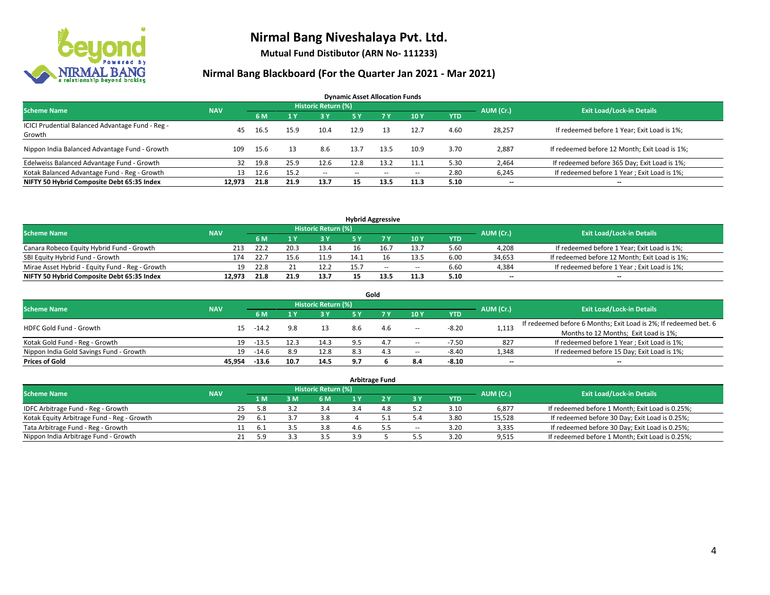# Nirmal Bang Niveshalaya Pvt. Ltd.

**Mutual Fund Distibutor (ARN No- 111233)**

## Nirmal Bang Blackboard (For the Quarter Jan 2021 - Mar 2021)

### Dynamic Asset Allocation Funds

| Scheme Name | NAV | Historic Return (%) | | | | | | | AUM (Cr.) | Exit Load/Lock-in Details |
|---|---|---|---|---|---|---|---|---|---|---|
| | | 6 M | 1 Y | 3 Y | 5 Y | 7 Y | 10 Y | YTD | | |
| ICICI Prudential Balanced Advantage Fund - Reg - Growth | 45 | 16.5 | 15.9 | 10.4 | 12.9 | 13 | 12.7 | 4.60 | 28,257 | If redeemed before 1 Year; Exit Load is 1%; |
| Nippon India Balanced Advantage Fund - Growth | 109 | 15.6 | 13 | 8.6 | 13.7 | 13.5 | 10.9 | 3.70 | 2,887 | If redeemed before 12 Month; Exit Load is 1%; |
| Edelweiss Balanced Advantage Fund - Growth | 32 | 19.8 | 25.9 | 12.6 | 12.8 | 13.2 | 11.1 | 5.30 | 2,464 | If redeemed before 365 Day; Exit Load is 1%; |
| Kotak Balanced Advantage Fund - Reg - Growth | 13 | 12.6 | 15.2 | -- | -- | -- | -- | 2.80 | 6,245 | If redeemed before 1 Year ; Exit Load is 1%; |
| **NIFTY 50 Hybrid Composite Debt 65:35 Index** | **12,973** | **21.8** | **21.9** | **13.7** | **15** | **13.5** | **11.3** | **5.10** | **--** | **--** |

### Hybrid Aggressive

| Scheme Name | NAV | Historic Return (%) | | | | | | | AUM (Cr.) | Exit Load/Lock-in Details |
|---|---|---|---|---|---|---|---|---|---|---|
| | | 6 M | 1 Y | 3 Y | 5 Y | 7 Y | 10 Y | YTD | | |
| Canara Robeco Equity Hybrid Fund - Growth | 213 | 22.2 | 20.3 | 13.4 | 16 | 16.7 | 13.7 | 5.60 | 4,208 | If redeemed before 1 Year; Exit Load is 1%; |
| SBI Equity Hybrid Fund - Growth | 174 | 22.7 | 15.6 | 11.9 | 14.1 | 16 | 13.5 | 6.00 | 34,653 | If redeemed before 12 Month; Exit Load is 1%; |
| Mirae Asset Hybrid - Equity Fund - Reg - Growth | 19 | 22.8 | 21 | 12.2 | 15.7 | -- | -- | 6.60 | 4,384 | If redeemed before 1 Year ; Exit Load is 1%; |
| **NIFTY 50 Hybrid Composite Debt 65:35 Index** | **12,973** | **21.8** | **21.9** | **13.7** | **15** | **13.5** | **11.3** | **5.10** | **--** | **--** |

### Gold

| Scheme Name | NAV | Historic Return (%) | | | | | | | AUM (Cr.) | Exit Load/Lock-in Details |
|---|---|---|---|---|---|---|---|---|---|---|
| | | 6 M | 1 Y | 3 Y | 5 Y | 7 Y | 10 Y | YTD | | |
| HDFC Gold Fund - Growth | 15 | -14.2 | 9.8 | 13 | 8.6 | 4.6 | -- | -8.20 | 1,113 | If redeemed before 6 Months; Exit Load is 2%; If redeemed bet. 6 Months to 12 Months; Exit Load is 1%; |
| Kotak Gold Fund - Reg - Growth | 19 | -13.5 | 12.3 | 14.3 | 9.5 | 4.7 | -- | -7.50 | 827 | If redeemed before 1 Year ; Exit Load is 1%; |
| Nippon India Gold Savings Fund - Growth | 19 | -14.6 | 8.9 | 12.8 | 8.3 | 4.3 | -- | -8.40 | 1,348 | If redeemed before 15 Day; Exit Load is 1%; |
| **Prices of Gold** | **45,954** | **-13.6** | **10.7** | **14.5** | **9.7** | **6** | **8.4** | **-8.10** | **--** | **--** |

### Arbitrage Fund

| Scheme Name | NAV | Historic Return (%) | | | | | | | AUM (Cr.) | Exit Load/Lock-in Details |
|---|---|---|---|---|---|---|---|---|---|---|
| | | 1 M | 3 M | 6 M | 1 Y | 2 Y | 3 Y | YTD | | |
| IDFC Arbitrage Fund - Reg - Growth | 25 | 5.8 | 3.2 | 3.4 | 3.4 | 4.8 | 5.2 | 3.10 | 6,877 | If redeemed before 1 Month; Exit Load is 0.25%; |
| Kotak Equity Arbitrage Fund - Reg - Growth | 29 | 6.1 | 3.7 | 3.8 | 4 | 5.1 | 5.4 | 3.80 | 15,528 | If redeemed before 30 Day; Exit Load is 0.25%; |
| Tata Arbitrage Fund - Reg - Growth | 11 | 6.1 | 3.5 | 3.8 | 4.6 | 5.5 | -- | 3.20 | 3,335 | If redeemed before 30 Day; Exit Load is 0.25%; |
| Nippon India Arbitrage Fund - Growth | 21 | 5.9 | 3.3 | 3.5 | 3.9 | 5 | 5.5 | 3.20 | 9,515 | If redeemed before 1 Month; Exit Load is 0.25%; |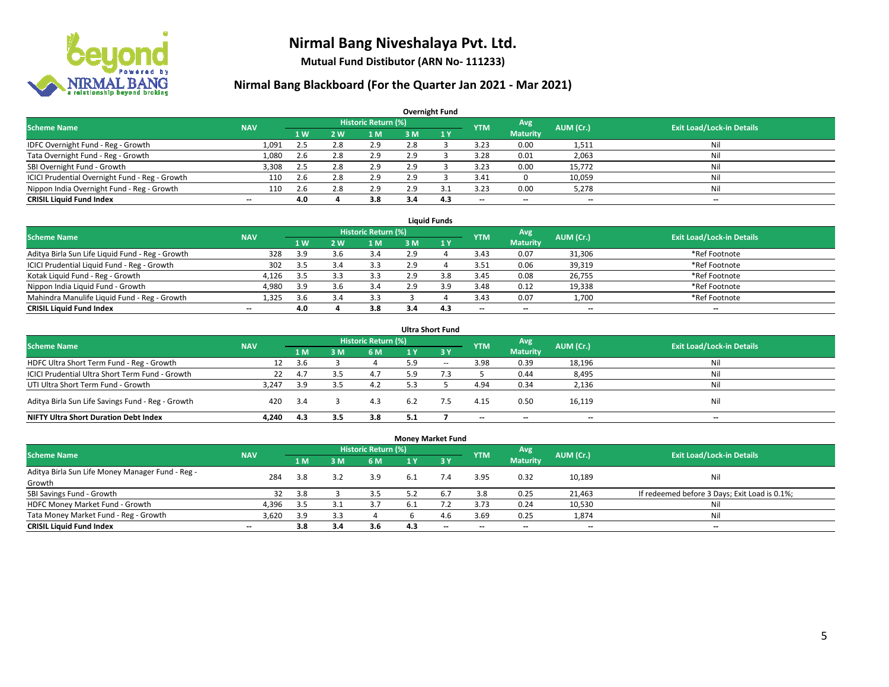# Nirmal Bang Niveshalaya Pvt. Ltd.

**Mutual Fund Distibutor (ARN No- 111233)**

## Nirmal Bang Blackboard (For the Quarter Jan 2021 - Mar 2021)

### Overnight Fund

| Scheme Name | NAV | Historic Return (%) | | | | | YTM | Avg Maturity | AUM (Cr.) | Exit Load/Lock-in Details |
|---|---|---|---|---|---|---|---|---|---|---|
| | | 1 W | 2 W | 1 M | 3 M | 1 Y | | | | |
| IDFC Overnight Fund - Reg - Growth | 1,091 | 2.5 | 2.8 | 2.9 | 2.8 | 3 | 3.23 | 0.00 | 1,511 | Nil |
| Tata Overnight Fund - Reg - Growth | 1,080 | 2.6 | 2.8 | 2.9 | 2.9 | 3 | 3.28 | 0.01 | 2,063 | Nil |
| SBI Overnight Fund - Growth | 3,308 | 2.5 | 2.8 | 2.9 | 2.9 | 3 | 3.23 | 0.00 | 15,772 | Nil |
| ICICI Prudential Overnight Fund - Reg - Growth | 110 | 2.6 | 2.8 | 2.9 | 2.9 | 3 | 3.41 | 0 | 10,059 | Nil |
| Nippon India Overnight Fund - Reg - Growth | 110 | 2.6 | 2.8 | 2.9 | 2.9 | 3.1 | 3.23 | 0.00 | 5,278 | Nil |
| **CRISIL Liquid Fund Index** | -- | **4.0** | **4** | **3.8** | **3.4** | **4.3** | -- | -- | -- | -- |

### Liquid Funds

| Scheme Name | NAV | Historic Return (%) | | | | | YTM | Avg Maturity | AUM (Cr.) | Exit Load/Lock-in Details |
|---|---|---|---|---|---|---|---|---|---|---|
| | | 1 W | 2 W | 1 M | 3 M | 1 Y | | | | |
| Aditya Birla Sun Life Liquid Fund - Reg - Growth | 328 | 3.9 | 3.6 | 3.4 | 2.9 | 4 | 3.43 | 0.07 | 31,306 | *Ref Footnote |
| ICICI Prudential Liquid Fund - Reg - Growth | 302 | 3.5 | 3.4 | 3.3 | 2.9 | 4 | 3.51 | 0.06 | 39,319 | *Ref Footnote |
| Kotak Liquid Fund - Reg - Growth | 4,126 | 3.5 | 3.3 | 3.3 | 2.9 | 3.8 | 3.45 | 0.08 | 26,755 | *Ref Footnote |
| Nippon India Liquid Fund - Growth | 4,980 | 3.9 | 3.6 | 3.4 | 2.9 | 3.9 | 3.48 | 0.12 | 19,338 | *Ref Footnote |
| Mahindra Manulife Liquid Fund - Reg - Growth | 1,325 | 3.6 | 3.4 | 3.3 | 3 | 4 | 3.43 | 0.07 | 1,700 | *Ref Footnote |
| **CRISIL Liquid Fund Index** | -- | **4.0** | **4** | **3.8** | **3.4** | **4.3** | -- | -- | -- | -- |

### Ultra Short Fund

| Scheme Name | NAV | Historic Return (%) | | | | | YTM | Avg Maturity | AUM (Cr.) | Exit Load/Lock-in Details |
|---|---|---|---|---|---|---|---|---|---|---|
| | | 1 M | 3 M | 6 M | 1 Y | 3 Y | | | | |
| HDFC Ultra Short Term Fund - Reg - Growth | 12 | 3.6 | 3 | 4 | 5.9 | -- | 3.98 | 0.39 | 18,196 | Nil |
| ICICI Prudential Ultra Short Term Fund - Growth | 22 | 4.7 | 3.5 | 4.7 | 5.9 | 7.3 | 5 | 0.44 | 8,495 | Nil |
| UTI Ultra Short Term Fund - Growth | 3,247 | 3.9 | 3.5 | 4.2 | 5.3 | 5 | 4.94 | 0.34 | 2,136 | Nil |
| Aditya Birla Sun Life Savings Fund - Reg - Growth | 420 | 3.4 | 3 | 4.3 | 6.2 | 7.5 | 4.15 | 0.50 | 16,119 | Nil |
| **NIFTY Ultra Short Duration Debt Index** | **4,240** | **4.3** | **3.5** | **3.8** | **5.1** | **7** | -- | -- | -- | -- |

### Money Market Fund

| Scheme Name | NAV | Historic Return (%) | | | | | YTM | Avg Maturity | AUM (Cr.) | Exit Load/Lock-in Details |
|---|---|---|---|---|---|---|---|---|---|---|
| | | 1 M | 3 M | 6 M | 1 Y | 3 Y | | | | |
| Aditya Birla Sun Life Money Manager Fund - Reg - Growth | 284 | 3.8 | 3.2 | 3.9 | 6.1 | 7.4 | 3.95 | 0.32 | 10,189 | Nil |
| SBI Savings Fund - Growth | 32 | 3.8 | 3 | 3.5 | 5.2 | 6.7 | 3.8 | 0.25 | 21,463 | If redeemed before 3 Days; Exit Load is 0.1%; |
| HDFC Money Market Fund - Growth | 4,396 | 3.5 | 3.1 | 3.7 | 6.1 | 7.2 | 3.73 | 0.24 | 10,530 | Nil |
| Tata Money Market Fund - Reg - Growth | 3,620 | 3.9 | 3.3 | 4 | 6 | 4.6 | 3.69 | 0.25 | 1,874 | Nil |
| **CRISIL Liquid Fund Index** | -- | **3.8** | **3.4** | **3.6** | **4.3** | -- | -- | -- | -- | -- |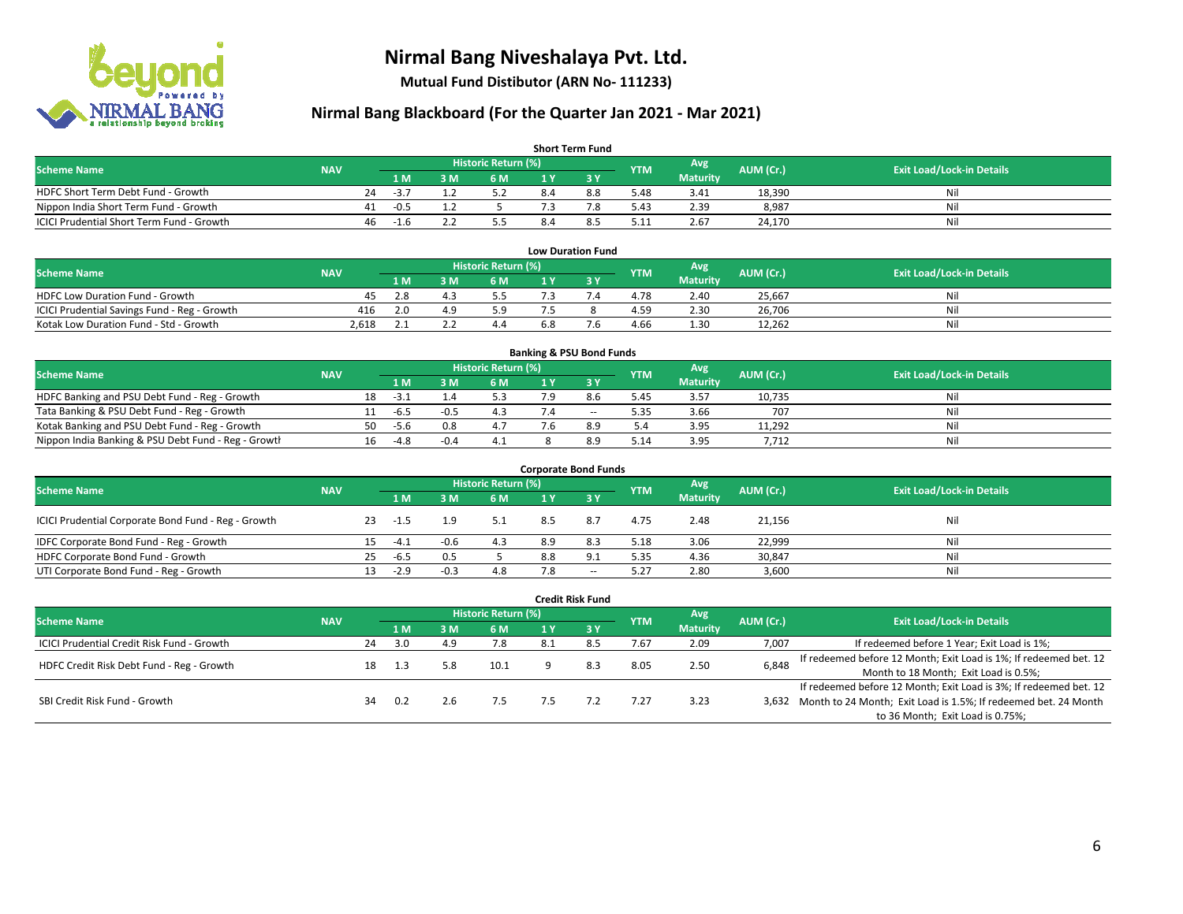# Nirmal Bang Niveshalaya Pvt. Ltd.

**Mutual Fund Distibutor (ARN No- 111233)**

## Nirmal Bang Blackboard (For the Quarter Jan 2021 - Mar 2021)

### Short Term Fund

| Scheme Name | NAV | Historic Return (%) | | | | | YTM | Avg Maturity | AUM (Cr.) | Exit Load/Lock-in Details |
|---|---|---|---|---|---|---|---|---|---|---|
| | | 1 M | 3 M | 6 M | 1 Y | 3 Y | | | | |
| HDFC Short Term Debt Fund - Growth | 24 | -3.7 | 1.2 | 5.2 | 8.4 | 8.8 | 5.48 | 3.41 | 18,390 | Nil |
| Nippon India Short Term Fund - Growth | 41 | -0.5 | 1.2 | 5 | 7.3 | 7.8 | 5.43 | 2.39 | 8,987 | Nil |
| ICICI Prudential Short Term Fund - Growth | 46 | -1.6 | 2.2 | 5.5 | 8.4 | 8.5 | 5.11 | 2.67 | 24,170 | Nil |

### Low Duration Fund

| Scheme Name | NAV | Historic Return (%) | | | | | YTM | Avg Maturity | AUM (Cr.) | Exit Load/Lock-in Details |
|---|---|---|---|---|---|---|---|---|---|---|
| | | 1 M | 3 M | 6 M | 1 Y | 3 Y | | | | |
| HDFC Low Duration Fund - Growth | 45 | 2.8 | 4.3 | 5.5 | 7.3 | 7.4 | 4.78 | 2.40 | 25,667 | Nil |
| ICICI Prudential Savings Fund - Reg - Growth | 416 | 2.0 | 4.9 | 5.9 | 7.5 | 8 | 4.59 | 2.30 | 26,706 | Nil |
| Kotak Low Duration Fund - Std - Growth | 2,618 | 2.1 | 2.2 | 4.4 | 6.8 | 7.6 | 4.66 | 1.30 | 12,262 | Nil |

### Banking & PSU Bond Funds

| Scheme Name | NAV | Historic Return (%) | | | | | YTM | Avg Maturity | AUM (Cr.) | Exit Load/Lock-in Details |
|---|---|---|---|---|---|---|---|---|---|---|
| | | 1 M | 3 M | 6 M | 1 Y | 3 Y | | | | |
| HDFC Banking and PSU Debt Fund - Reg - Growth | 18 | -3.1 | 1.4 | 5.3 | 7.9 | 8.6 | 5.45 | 3.57 | 10,735 | Nil |
| Tata Banking & PSU Debt Fund - Reg - Growth | 11 | -6.5 | -0.5 | 4.3 | 7.4 | -- | 5.35 | 3.66 | 707 | Nil |
| Kotak Banking and PSU Debt Fund - Reg - Growth | 50 | -5.6 | 0.8 | 4.7 | 7.6 | 8.9 | 5.4 | 3.95 | 11,292 | Nil |
| Nippon India Banking & PSU Debt Fund - Reg - Growth | 16 | -4.8 | -0.4 | 4.1 | 8 | 8.9 | 5.14 | 3.95 | 7,712 | Nil |

### Corporate Bond Funds

| Scheme Name | NAV | Historic Return (%) | | | | | YTM | Avg Maturity | AUM (Cr.) | Exit Load/Lock-in Details |
|---|---|---|---|---|---|---|---|---|---|---|
| | | 1 M | 3 M | 6 M | 1 Y | 3 Y | | | | |
| ICICI Prudential Corporate Bond Fund - Reg - Growth | 23 | -1.5 | 1.9 | 5.1 | 8.5 | 8.7 | 4.75 | 2.48 | 21,156 | Nil |
| IDFC Corporate Bond Fund - Reg - Growth | 15 | -4.1 | -0.6 | 4.3 | 8.9 | 8.3 | 5.18 | 3.06 | 22,999 | Nil |
| HDFC Corporate Bond Fund - Growth | 25 | -6.5 | 0.5 | 5 | 8.8 | 9.1 | 5.35 | 4.36 | 30,847 | Nil |
| UTI Corporate Bond Fund - Reg - Growth | 13 | -2.9 | -0.3 | 4.8 | 7.8 | -- | 5.27 | 2.80 | 3,600 | Nil |

### Credit Risk Fund

| Scheme Name | NAV | Historic Return (%) | | | | | YTM | Avg Maturity | AUM (Cr.) | Exit Load/Lock-in Details |
|---|---|---|---|---|---|---|---|---|---|---|
| | | 1 M | 3 M | 6 M | 1 Y | 3 Y | | | | |
| ICICI Prudential Credit Risk Fund - Growth | 24 | 3.0 | 4.9 | 7.8 | 8.1 | 8.5 | 7.67 | 2.09 | 7,007 | If redeemed before 1 Year; Exit Load is 1%; |
| HDFC Credit Risk Debt Fund - Reg - Growth | 18 | 1.3 | 5.8 | 10.1 | 9 | 8.3 | 8.05 | 2.50 | 6,848 | If redeemed before 12 Month; Exit Load is 1%; If redeemed bet. 12 Month to 18 Month; Exit Load is 0.5%; |
| SBI Credit Risk Fund - Growth | 34 | 0.2 | 2.6 | 7.5 | 7.5 | 7.2 | 7.27 | 3.23 | 3,632 | If redeemed before 12 Month; Exit Load is 3%; If redeemed bet. 12 Month to 24 Month; Exit Load is 1.5%; If redeemed bet. 24 Month to 36 Month; Exit Load is 0.75%; |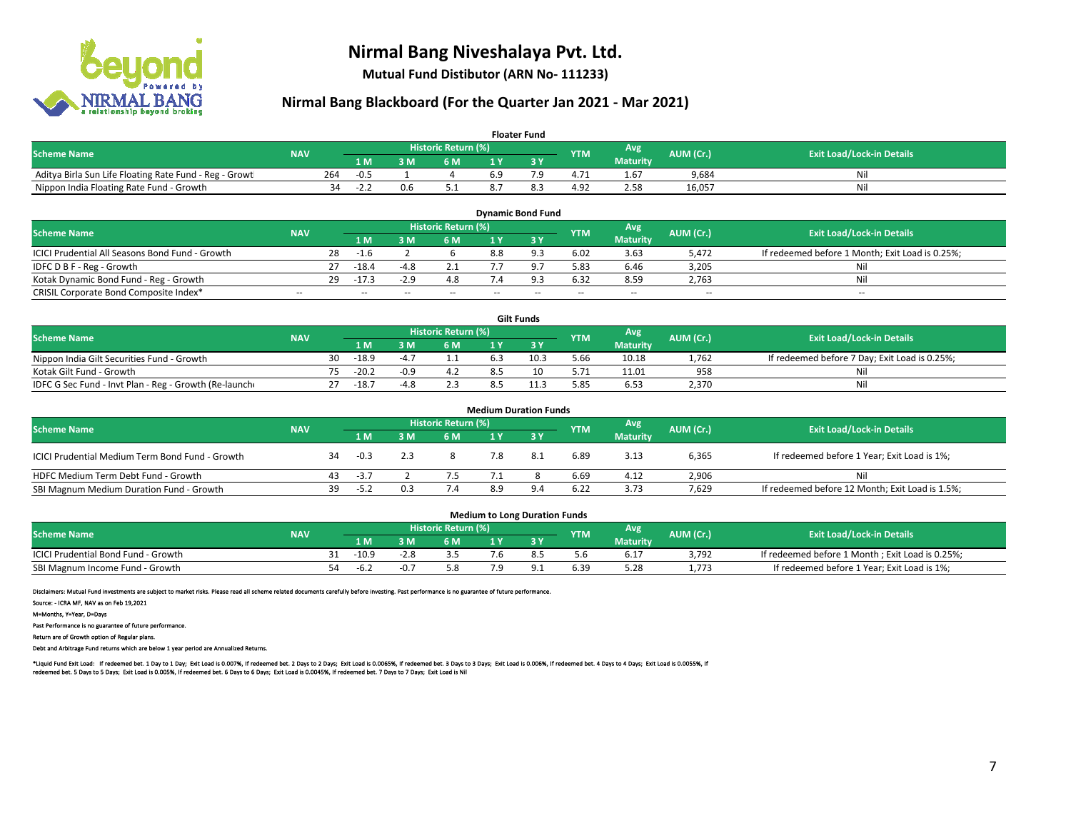# Nirmal Bang Niveshalaya Pvt. Ltd.

**Mutual Fund Distibutor (ARN No- 111233)**

## Nirmal Bang Blackboard (For the Quarter Jan 2021 - Mar 2021)

### Floater Fund

| Scheme Name | NAV | Historic Return (%) | | | | | YTM | Avg Maturity | AUM (Cr.) | Exit Load/Lock-in Details |
|---|---|---|---|---|---|---|---|---|---|---|
| | | 1 M | 3 M | 6 M | 1 Y | 3 Y | | | | |
| Aditya Birla Sun Life Floating Rate Fund - Reg - Growt | 264 | -0.5 | 1 | 4 | 6.9 | 7.9 | 4.71 | 1.67 | 9,684 | Nil |
| Nippon India Floating Rate Fund - Growth | 34 | -2.2 | 0.6 | 5.1 | 8.7 | 8.3 | 4.92 | 2.58 | 16,057 | Nil |

### Dynamic Bond Fund

| Scheme Name | NAV | Historic Return (%) | | | | | YTM | Avg Maturity | AUM (Cr.) | Exit Load/Lock-in Details |
|---|---|---|---|---|---|---|---|---|---|---|
| | | 1 M | 3 M | 6 M | 1 Y | 3 Y | | | | |
| ICICI Prudential All Seasons Bond Fund - Growth | 28 | -1.6 | 2 | 6 | 8.8 | 9.3 | 6.02 | 3.63 | 5,472 | If redeemed before 1 Month; Exit Load is 0.25%; |
| IDFC D B F - Reg - Growth | 27 | -18.4 | -4.8 | 2.1 | 7.7 | 9.7 | 5.83 | 6.46 | 3,205 | Nil |
| Kotak Dynamic Bond Fund - Reg - Growth | 29 | -17.3 | -2.9 | 4.8 | 7.4 | 9.3 | 6.32 | 8.59 | 2,763 | Nil |
| CRISIL Corporate Bond Composite Index* | -- | -- | -- | -- | -- | -- | -- | -- | -- | -- |

### Gilt Funds

| Scheme Name | NAV | Historic Return (%) | | | | | YTM | Avg Maturity | AUM (Cr.) | Exit Load/Lock-in Details |
|---|---|---|---|---|---|---|---|---|---|---|
| | | 1 M | 3 M | 6 M | 1 Y | 3 Y | | | | |
| Nippon India Gilt Securities Fund - Growth | 30 | -18.9 | -4.7 | 1.1 | 6.3 | 10.3 | 5.66 | 10.18 | 1,762 | If redeemed before 7 Day; Exit Load is 0.25%; |
| Kotak Gilt Fund - Growth | 75 | -20.2 | -0.9 | 4.2 | 8.5 | 10 | 5.71 | 11.01 | 958 | Nil |
| IDFC G Sec Fund - Invt Plan - Reg - Growth (Re-launch | 27 | -18.7 | -4.8 | 2.3 | 8.5 | 11.3 | 5.85 | 6.53 | 2,370 | Nil |

### Medium Duration Funds

| Scheme Name | NAV | Historic Return (%) | | | | | YTM | Avg Maturity | AUM (Cr.) | Exit Load/Lock-in Details |
|---|---|---|---|---|---|---|---|---|---|---|
| | | 1 M | 3 M | 6 M | 1 Y | 3 Y | | | | |
| ICICI Prudential Medium Term Bond Fund - Growth | 34 | -0.3 | 2.3 | 8 | 7.8 | 8.1 | 6.89 | 3.13 | 6,365 | If redeemed before 1 Year; Exit Load is 1%; |
| HDFC Medium Term Debt Fund - Growth | 43 | -3.7 | 2 | 7.5 | 7.1 | 8 | 6.69 | 4.12 | 2,906 | Nil |
| SBI Magnum Medium Duration Fund - Growth | 39 | -5.2 | 0.3 | 7.4 | 8.9 | 9.4 | 6.22 | 3.73 | 7,629 | If redeemed before 12 Month; Exit Load is 1.5%; |

### Medium to Long Duration Funds

| Scheme Name | NAV | Historic Return (%) | | | | | YTM | Avg Maturity | AUM (Cr.) | Exit Load/Lock-in Details |
|---|---|---|---|---|---|---|---|---|---|---|
| | | 1 M | 3 M | 6 M | 1 Y | 3 Y | | | | |
| ICICI Prudential Bond Fund - Growth | 31 | -10.9 | -2.8 | 3.5 | 7.6 | 8.5 | 5.6 | 6.17 | 3,792 | If redeemed before 1 Month ; Exit Load is 0.25%; |
| SBI Magnum Income Fund - Growth | 54 | -6.2 | -0.7 | 5.8 | 7.9 | 9.1 | 6.39 | 5.28 | 1,773 | If redeemed before 1 Year; Exit Load is 1%; |

Disclaimers: Mutual Fund investments are subject to market risks. Please read all scheme related documents carefully before investing. Past performance is no guarantee of future performance.

Source: - ICRA MF, NAV as on Feb 19,2021

M=Months, Y=Year, D=Days

Past Performance is no guarantee of future performance.

Return are of Growth option of Regular plans.

Debt and Arbitrage Fund returns which are below 1 year period are Annualized Returns.

*Liquid Fund Exit Load: If redeemed bet. 1 Day to 1 Day; Exit Load is 0.007%, If redeemed bet. 2 Days to 2 Days; Exit Load is 0.0065%, If redeemed bet. 3 Days to 3 Days; Exit Load is 0.006%, If redeemed bet. 4 Days to 4 Days; Exit Load is 0.0055%, If redeemed bet. 5 Days to 5 Days; Exit Load is 0.005%, If redeemed bet. 6 Days to 6 Days; Exit Load is 0.0045%, If redeemed bet. 7 Days to 7 Days; Exit Load is Nil